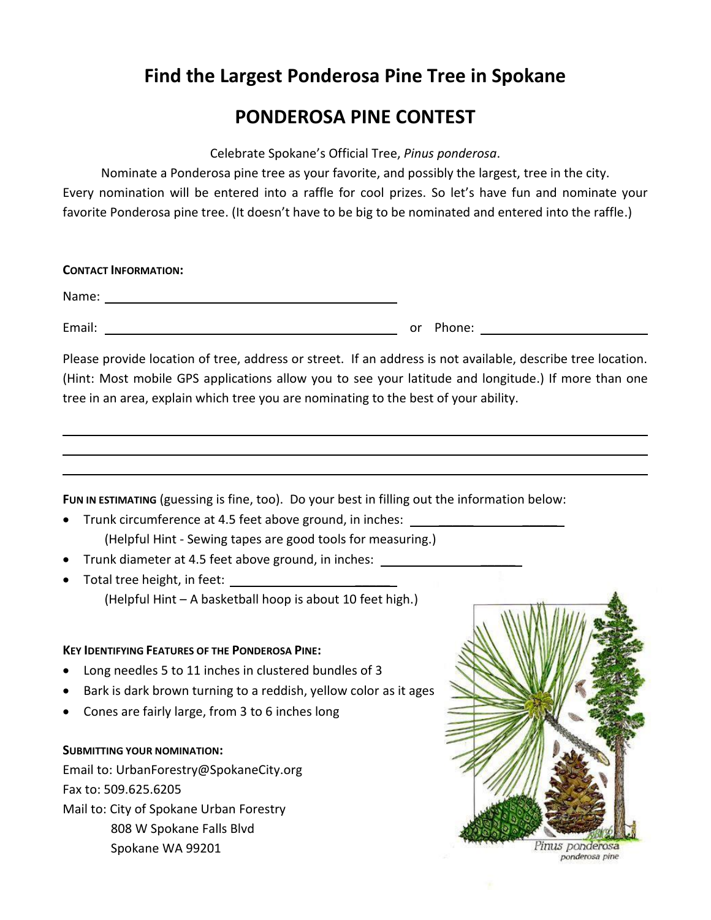# Find the Largest Ponderosa Pine Tree in Spokane

# PONDEROSA PINE CONTEST

Celebrate Spokane's Official Tree, *Pinus ponderosa*.

Nominate a Ponderosa pine tree as your favorite, and possibly the largest, tree in the city. Every nomination will be entered into a raffle for cool prizes. So let's have fun and nominate your favorite Ponderosa pine tree. (It doesn't have to be big to be nominated and entered into the raffle.)

**CONTACT INFORMATION:**

Name: ______________________________________________

Email: ______________________________________________ or Phone: ________________________

Please provide location of tree, address or street. If an address is not available, describe tree location. (Hint: Most mobile GPS applications allow you to see your latitude and longitude.) If more than one tree in an area, explain which tree you are nominating to the best of your ability.

______________________________________________________________________________

______________________________________________________________________________

______________________________________________________________________________

**FUN IN ESTIMATING** (guessing is fine, too). Do your best in filling out the information below:

- Trunk circumference at 4.5 feet above ground, in inches: ________________________
  (Helpful Hint - Sewing tapes are good tools for measuring.)
- Trunk diameter at 4.5 feet above ground, in inches: ________________________
- Total tree height, in feet: ________________________
  (Helpful Hint – A basketball hoop is about 10 feet high.)

**KEY IDENTIFYING FEATURES OF THE PONDEROSA PINE:**

- Long needles 5 to 11 inches in clustered bundles of 3
- Bark is dark brown turning to a reddish, yellow color as it ages
- Cones are fairly large, from 3 to 6 inches long

*Pinus ponderosa*
ponderosa pine

**SUBMITTING YOUR NOMINATION:**

Email to: UrbanForestry@SpokaneCity.org

Fax to: 509.625.6205

Mail to: City of Spokane Urban Forestry
808 W Spokane Falls Blvd
Spokane WA 99201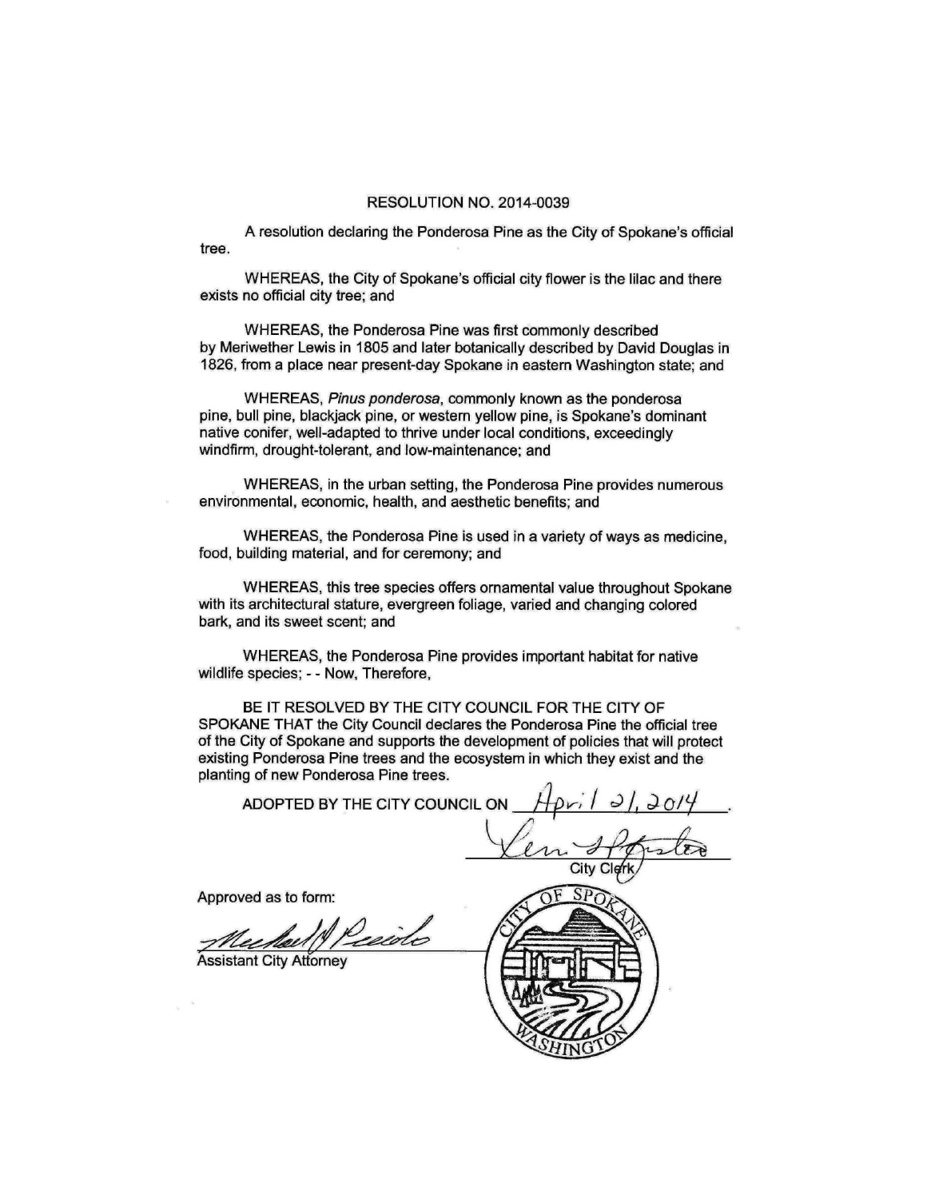RESOLUTION NO. 2014-0039

A resolution declaring the Ponderosa Pine as the City of Spokane's official tree.

WHEREAS, the City of Spokane's official city flower is the lilac and there exists no official city tree; and

WHEREAS, the Ponderosa Pine was first commonly described by Meriwether Lewis in 1805 and later botanically described by David Douglas in 1826, from a place near present-day Spokane in eastern Washington state; and

WHEREAS, *Pinus ponderosa*, commonly known as the ponderosa pine, bull pine, blackjack pine, or western yellow pine, is Spokane's dominant native conifer, well-adapted to thrive under local conditions, exceedingly windfirm, drought-tolerant, and low-maintenance; and

WHEREAS, in the urban setting, the Ponderosa Pine provides numerous environmental, economic, health, and aesthetic benefits; and

WHEREAS, the Ponderosa Pine is used in a variety of ways as medicine, food, building material, and for ceremony; and

WHEREAS, this tree species offers ornamental value throughout Spokane with its architectural stature, evergreen foliage, varied and changing colored bark, and its sweet scent; and

WHEREAS, the Ponderosa Pine provides important habitat for native wildlife species; - - Now, Therefore,

BE IT RESOLVED BY THE CITY COUNCIL FOR THE CITY OF SPOKANE THAT the City Council declares the Ponderosa Pine the official tree of the City of Spokane and supports the development of policies that will protect existing Ponderosa Pine trees and the ecosystem in which they exist and the planting of new Ponderosa Pine trees.

ADOPTED BY THE CITY COUNCIL ON April 21, 2014.

City Clerk

Approved as to form:

Assistant City Attorney

CITY OF SPOKANE WASHINGTON